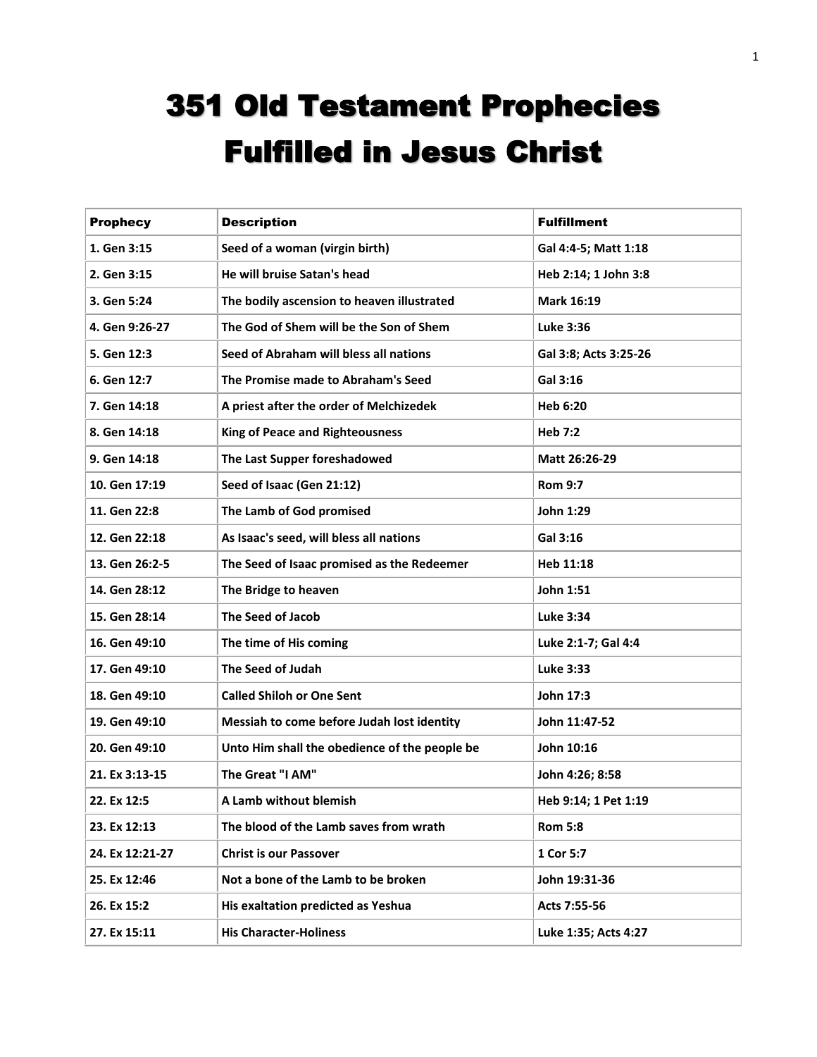# 351 Old Testament Prophecies Fulfilled in Jesus Christ

| Prophecy | Description | Fulfillment |
|---|---|---|
| 1. Gen 3:15 | Seed of a woman (virgin birth) | Gal 4:4-5; Matt 1:18 |
| 2. Gen 3:15 | He will bruise Satan's head | Heb 2:14; 1 John 3:8 |
| 3. Gen 5:24 | The bodily ascension to heaven illustrated | Mark 16:19 |
| 4. Gen 9:26-27 | The God of Shem will be the Son of Shem | Luke 3:36 |
| 5. Gen 12:3 | Seed of Abraham will bless all nations | Gal 3:8; Acts 3:25-26 |
| 6. Gen 12:7 | The Promise made to Abraham's Seed | Gal 3:16 |
| 7. Gen 14:18 | A priest after the order of Melchizedek | Heb 6:20 |
| 8. Gen 14:18 | King of Peace and Righteousness | Heb 7:2 |
| 9. Gen 14:18 | The Last Supper foreshadowed | Matt 26:26-29 |
| 10. Gen 17:19 | Seed of Isaac (Gen 21:12) | Rom 9:7 |
| 11. Gen 22:8 | The Lamb of God promised | John 1:29 |
| 12. Gen 22:18 | As Isaac's seed, will bless all nations | Gal 3:16 |
| 13. Gen 26:2-5 | The Seed of Isaac promised as the Redeemer | Heb 11:18 |
| 14. Gen 28:12 | The Bridge to heaven | John 1:51 |
| 15. Gen 28:14 | The Seed of Jacob | Luke 3:34 |
| 16. Gen 49:10 | The time of His coming | Luke 2:1-7; Gal 4:4 |
| 17. Gen 49:10 | The Seed of Judah | Luke 3:33 |
| 18. Gen 49:10 | Called Shiloh or One Sent | John 17:3 |
| 19. Gen 49:10 | Messiah to come before Judah lost identity | John 11:47-52 |
| 20. Gen 49:10 | Unto Him shall the obedience of the people be | John 10:16 |
| 21. Ex 3:13-15 | The Great "I AM" | John 4:26; 8:58 |
| 22. Ex 12:5 | A Lamb without blemish | Heb 9:14; 1 Pet 1:19 |
| 23. Ex 12:13 | The blood of the Lamb saves from wrath | Rom 5:8 |
| 24. Ex 12:21-27 | Christ is our Passover | 1 Cor 5:7 |
| 25. Ex 12:46 | Not a bone of the Lamb to be broken | John 19:31-36 |
| 26. Ex 15:2 | His exaltation predicted as Yeshua | Acts 7:55-56 |
| 27. Ex 15:11 | His Character-Holiness | Luke 1:35; Acts 4:27 |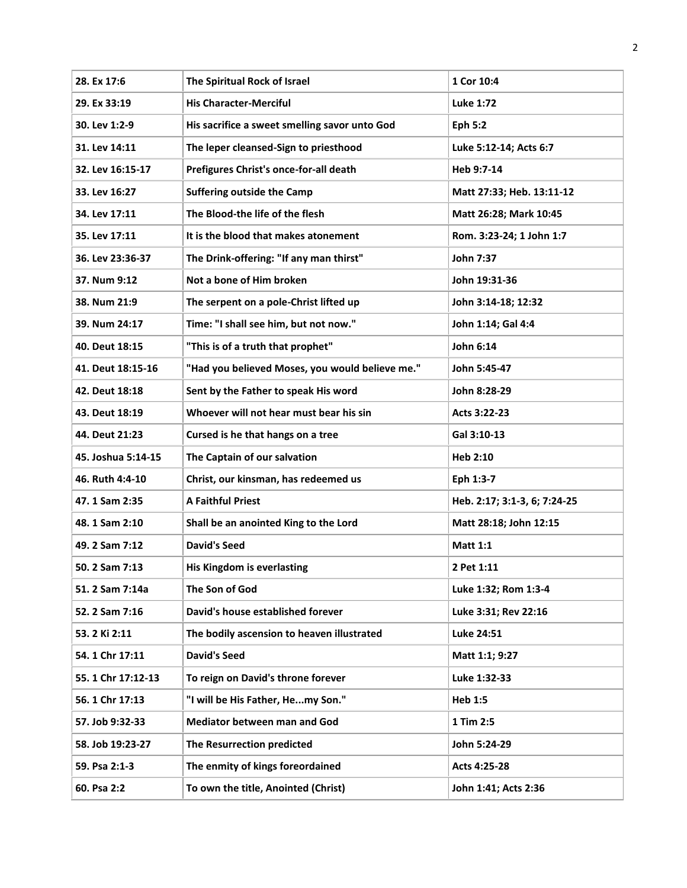| 28. Ex 17:6 | The Spiritual Rock of Israel | 1 Cor 10:4 |
|---|---|---|
| 29. Ex 33:19 | His Character-Merciful | Luke 1:72 |
| 30. Lev 1:2-9 | His sacrifice a sweet smelling savor unto God | Eph 5:2 |
| 31. Lev 14:11 | The leper cleansed-Sign to priesthood | Luke 5:12-14; Acts 6:7 |
| 32. Lev 16:15-17 | Prefigures Christ's once-for-all death | Heb 9:7-14 |
| 33. Lev 16:27 | Suffering outside the Camp | Matt 27:33; Heb. 13:11-12 |
| 34. Lev 17:11 | The Blood-the life of the flesh | Matt 26:28; Mark 10:45 |
| 35. Lev 17:11 | It is the blood that makes atonement | Rom. 3:23-24; 1 John 1:7 |
| 36. Lev 23:36-37 | The Drink-offering: "If any man thirst" | John 7:37 |
| 37. Num 9:12 | Not a bone of Him broken | John 19:31-36 |
| 38. Num 21:9 | The serpent on a pole-Christ lifted up | John 3:14-18; 12:32 |
| 39. Num 24:17 | Time: "I shall see him, but not now." | John 1:14; Gal 4:4 |
| 40. Deut 18:15 | "This is of a truth that prophet" | John 6:14 |
| 41. Deut 18:15-16 | "Had you believed Moses, you would believe me." | John 5:45-47 |
| 42. Deut 18:18 | Sent by the Father to speak His word | John 8:28-29 |
| 43. Deut 18:19 | Whoever will not hear must bear his sin | Acts 3:22-23 |
| 44. Deut 21:23 | Cursed is he that hangs on a tree | Gal 3:10-13 |
| 45. Joshua 5:14-15 | The Captain of our salvation | Heb 2:10 |
| 46. Ruth 4:4-10 | Christ, our kinsman, has redeemed us | Eph 1:3-7 |
| 47. 1 Sam 2:35 | A Faithful Priest | Heb. 2:17; 3:1-3, 6; 7:24-25 |
| 48. 1 Sam 2:10 | Shall be an anointed King to the Lord | Matt 28:18; John 12:15 |
| 49. 2 Sam 7:12 | David's Seed | Matt 1:1 |
| 50. 2 Sam 7:13 | His Kingdom is everlasting | 2 Pet 1:11 |
| 51. 2 Sam 7:14a | The Son of God | Luke 1:32; Rom 1:3-4 |
| 52. 2 Sam 7:16 | David's house established forever | Luke 3:31; Rev 22:16 |
| 53. 2 Ki 2:11 | The bodily ascension to heaven illustrated | Luke 24:51 |
| 54. 1 Chr 17:11 | David's Seed | Matt 1:1; 9:27 |
| 55. 1 Chr 17:12-13 | To reign on David's throne forever | Luke 1:32-33 |
| 56. 1 Chr 17:13 | "I will be His Father, He...my Son." | Heb 1:5 |
| 57. Job 9:32-33 | Mediator between man and God | 1 Tim 2:5 |
| 58. Job 19:23-27 | The Resurrection predicted | John 5:24-29 |
| 59. Psa 2:1-3 | The enmity of kings foreordained | Acts 4:25-28 |
| 60. Psa 2:2 | To own the title, Anointed (Christ) | John 1:41; Acts 2:36 |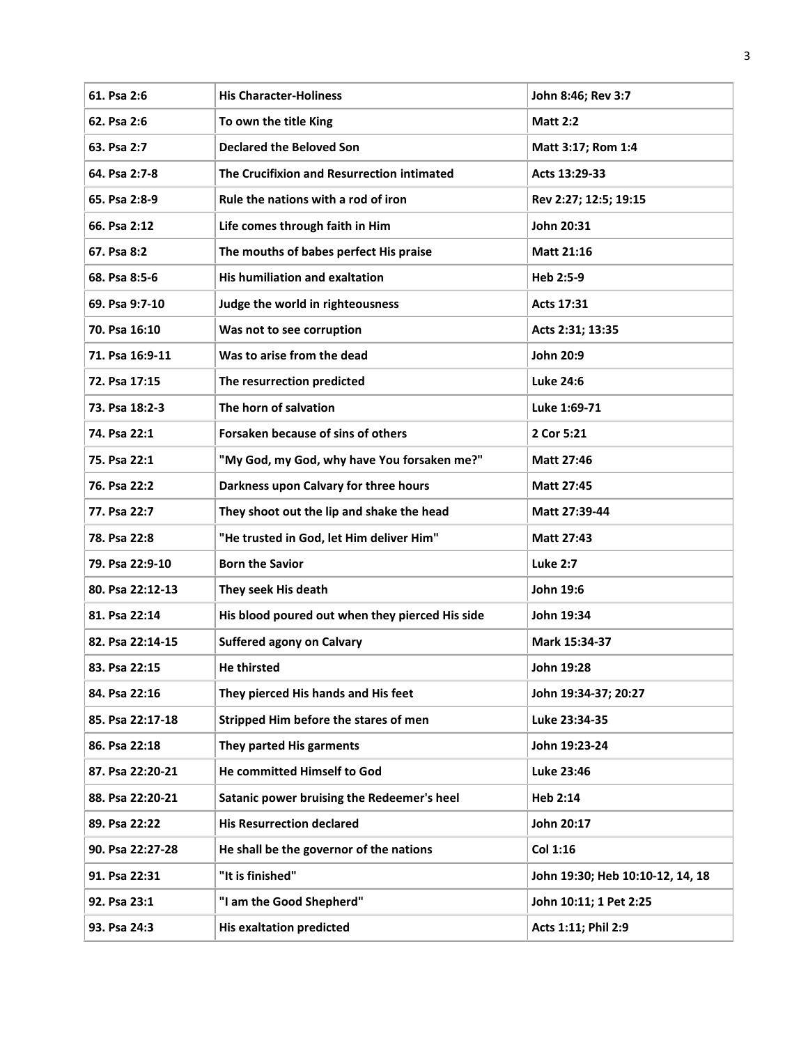| 61. Psa 2:6 | His Character-Holiness | John 8:46; Rev 3:7 |
|---|---|---|
| 62. Psa 2:6 | To own the title King | Matt 2:2 |
| 63. Psa 2:7 | Declared the Beloved Son | Matt 3:17; Rom 1:4 |
| 64. Psa 2:7-8 | The Crucifixion and Resurrection intimated | Acts 13:29-33 |
| 65. Psa 2:8-9 | Rule the nations with a rod of iron | Rev 2:27; 12:5; 19:15 |
| 66. Psa 2:12 | Life comes through faith in Him | John 20:31 |
| 67. Psa 8:2 | The mouths of babes perfect His praise | Matt 21:16 |
| 68. Psa 8:5-6 | His humiliation and exaltation | Heb 2:5-9 |
| 69. Psa 9:7-10 | Judge the world in righteousness | Acts 17:31 |
| 70. Psa 16:10 | Was not to see corruption | Acts 2:31; 13:35 |
| 71. Psa 16:9-11 | Was to arise from the dead | John 20:9 |
| 72. Psa 17:15 | The resurrection predicted | Luke 24:6 |
| 73. Psa 18:2-3 | The horn of salvation | Luke 1:69-71 |
| 74. Psa 22:1 | Forsaken because of sins of others | 2 Cor 5:21 |
| 75. Psa 22:1 | "My God, my God, why have You forsaken me?" | Matt 27:46 |
| 76. Psa 22:2 | Darkness upon Calvary for three hours | Matt 27:45 |
| 77. Psa 22:7 | They shoot out the lip and shake the head | Matt 27:39-44 |
| 78. Psa 22:8 | "He trusted in God, let Him deliver Him" | Matt 27:43 |
| 79. Psa 22:9-10 | Born the Savior | Luke 2:7 |
| 80. Psa 22:12-13 | They seek His death | John 19:6 |
| 81. Psa 22:14 | His blood poured out when they pierced His side | John 19:34 |
| 82. Psa 22:14-15 | Suffered agony on Calvary | Mark 15:34-37 |
| 83. Psa 22:15 | He thirsted | John 19:28 |
| 84. Psa 22:16 | They pierced His hands and His feet | John 19:34-37; 20:27 |
| 85. Psa 22:17-18 | Stripped Him before the stares of men | Luke 23:34-35 |
| 86. Psa 22:18 | They parted His garments | John 19:23-24 |
| 87. Psa 22:20-21 | He committed Himself to God | Luke 23:46 |
| 88. Psa 22:20-21 | Satanic power bruising the Redeemer's heel | Heb 2:14 |
| 89. Psa 22:22 | His Resurrection declared | John 20:17 |
| 90. Psa 22:27-28 | He shall be the governor of the nations | Col 1:16 |
| 91. Psa 22:31 | "It is finished" | John 19:30; Heb 10:10-12, 14, 18 |
| 92. Psa 23:1 | "I am the Good Shepherd" | John 10:11; 1 Pet 2:25 |
| 93. Psa 24:3 | His exaltation predicted | Acts 1:11; Phil 2:9 |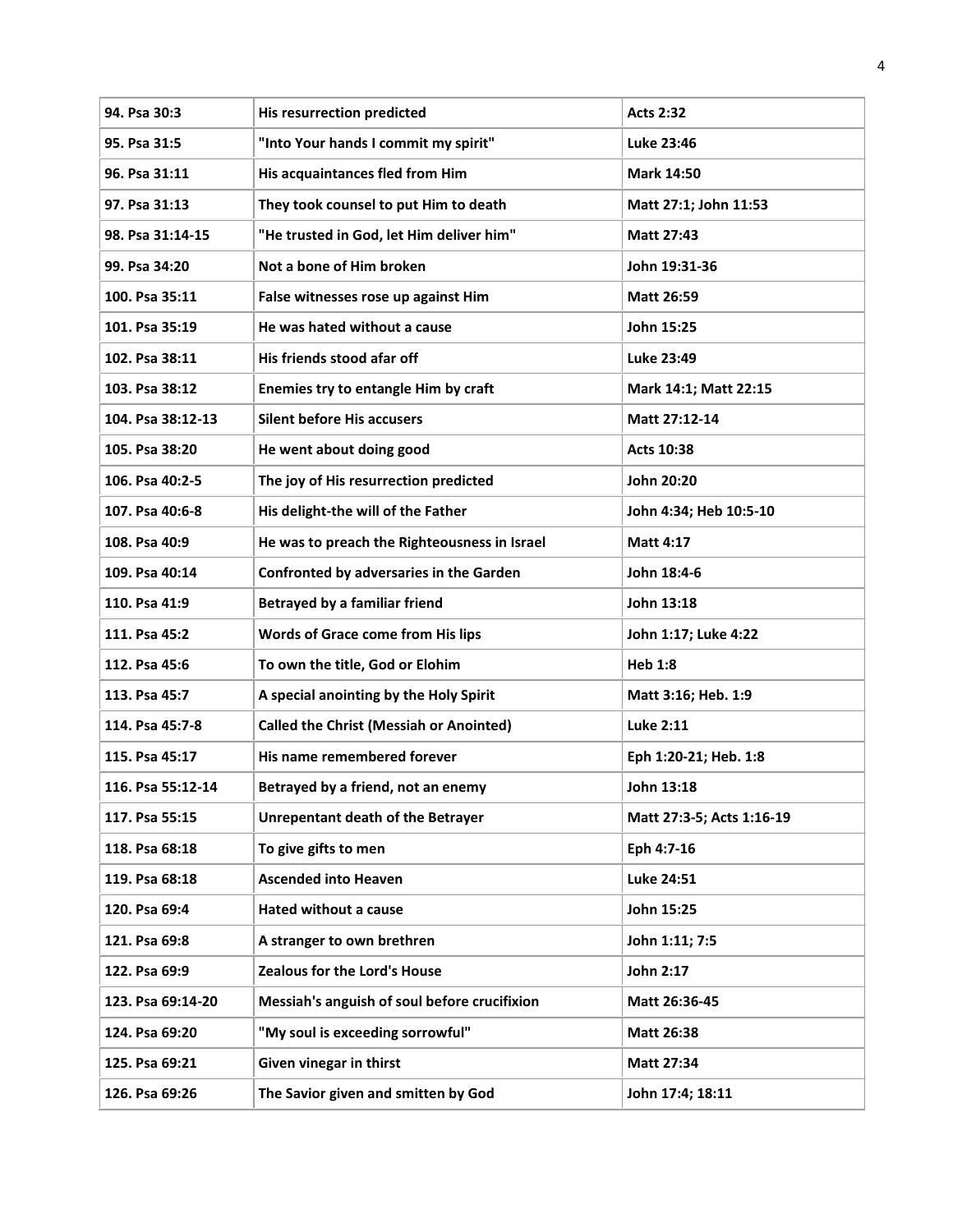| 94. Psa 30:3 | His resurrection predicted | Acts 2:32 |
|---|---|---|
| 95. Psa 31:5 | "Into Your hands I commit my spirit" | Luke 23:46 |
| 96. Psa 31:11 | His acquaintances fled from Him | Mark 14:50 |
| 97. Psa 31:13 | They took counsel to put Him to death | Matt 27:1; John 11:53 |
| 98. Psa 31:14-15 | "He trusted in God, let Him deliver him" | Matt 27:43 |
| 99. Psa 34:20 | Not a bone of Him broken | John 19:31-36 |
| 100. Psa 35:11 | False witnesses rose up against Him | Matt 26:59 |
| 101. Psa 35:19 | He was hated without a cause | John 15:25 |
| 102. Psa 38:11 | His friends stood afar off | Luke 23:49 |
| 103. Psa 38:12 | Enemies try to entangle Him by craft | Mark 14:1; Matt 22:15 |
| 104. Psa 38:12-13 | Silent before His accusers | Matt 27:12-14 |
| 105. Psa 38:20 | He went about doing good | Acts 10:38 |
| 106. Psa 40:2-5 | The joy of His resurrection predicted | John 20:20 |
| 107. Psa 40:6-8 | His delight-the will of the Father | John 4:34; Heb 10:5-10 |
| 108. Psa 40:9 | He was to preach the Righteousness in Israel | Matt 4:17 |
| 109. Psa 40:14 | Confronted by adversaries in the Garden | John 18:4-6 |
| 110. Psa 41:9 | Betrayed by a familiar friend | John 13:18 |
| 111. Psa 45:2 | Words of Grace come from His lips | John 1:17; Luke 4:22 |
| 112. Psa 45:6 | To own the title, God or Elohim | Heb 1:8 |
| 113. Psa 45:7 | A special anointing by the Holy Spirit | Matt 3:16; Heb. 1:9 |
| 114. Psa 45:7-8 | Called the Christ (Messiah or Anointed) | Luke 2:11 |
| 115. Psa 45:17 | His name remembered forever | Eph 1:20-21; Heb. 1:8 |
| 116. Psa 55:12-14 | Betrayed by a friend, not an enemy | John 13:18 |
| 117. Psa 55:15 | Unrepentant death of the Betrayer | Matt 27:3-5; Acts 1:16-19 |
| 118. Psa 68:18 | To give gifts to men | Eph 4:7-16 |
| 119. Psa 68:18 | Ascended into Heaven | Luke 24:51 |
| 120. Psa 69:4 | Hated without a cause | John 15:25 |
| 121. Psa 69:8 | A stranger to own brethren | John 1:11; 7:5 |
| 122. Psa 69:9 | Zealous for the Lord's House | John 2:17 |
| 123. Psa 69:14-20 | Messiah's anguish of soul before crucifixion | Matt 26:36-45 |
| 124. Psa 69:20 | "My soul is exceeding sorrowful" | Matt 26:38 |
| 125. Psa 69:21 | Given vinegar in thirst | Matt 27:34 |
| 126. Psa 69:26 | The Savior given and smitten by God | John 17:4; 18:11 |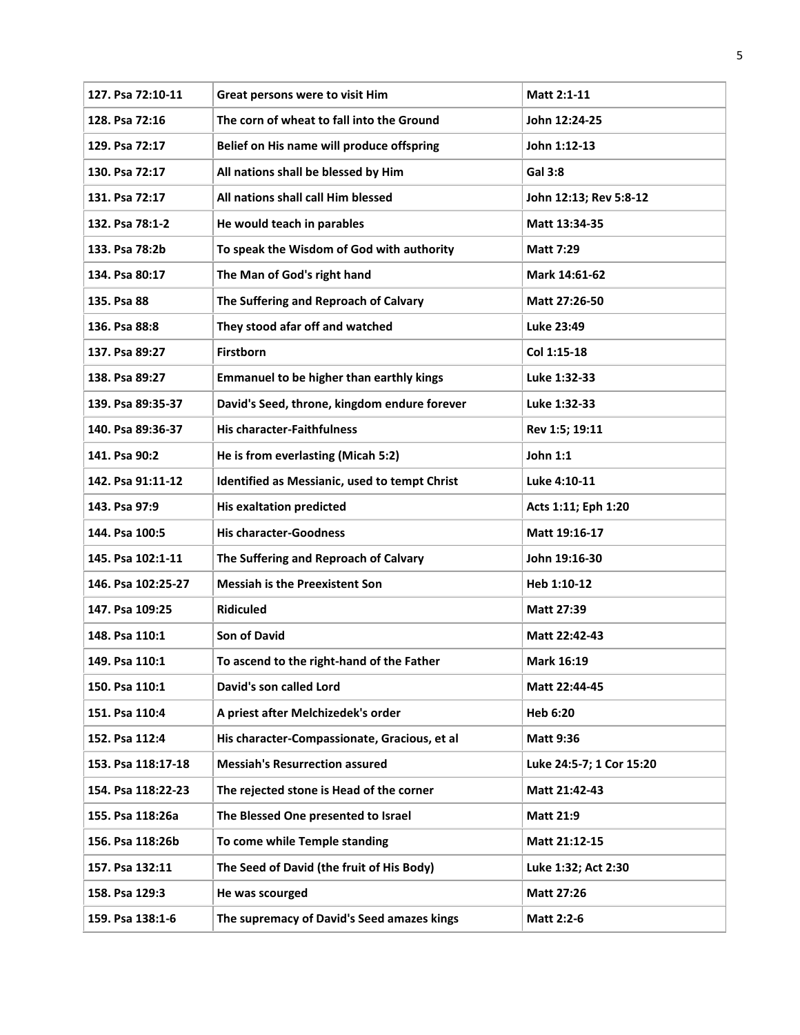| 127. Psa 72:10-11 | Great persons were to visit Him | Matt 2:1-11 |
|---|---|---|
| 128. Psa 72:16 | The corn of wheat to fall into the Ground | John 12:24-25 |
| 129. Psa 72:17 | Belief on His name will produce offspring | John 1:12-13 |
| 130. Psa 72:17 | All nations shall be blessed by Him | Gal 3:8 |
| 131. Psa 72:17 | All nations shall call Him blessed | John 12:13; Rev 5:8-12 |
| 132. Psa 78:1-2 | He would teach in parables | Matt 13:34-35 |
| 133. Psa 78:2b | To speak the Wisdom of God with authority | Matt 7:29 |
| 134. Psa 80:17 | The Man of God's right hand | Mark 14:61-62 |
| 135. Psa 88 | The Suffering and Reproach of Calvary | Matt 27:26-50 |
| 136. Psa 88:8 | They stood afar off and watched | Luke 23:49 |
| 137. Psa 89:27 | Firstborn | Col 1:15-18 |
| 138. Psa 89:27 | Emmanuel to be higher than earthly kings | Luke 1:32-33 |
| 139. Psa 89:35-37 | David's Seed, throne, kingdom endure forever | Luke 1:32-33 |
| 140. Psa 89:36-37 | His character-Faithfulness | Rev 1:5; 19:11 |
| 141. Psa 90:2 | He is from everlasting (Micah 5:2) | John 1:1 |
| 142. Psa 91:11-12 | Identified as Messianic, used to tempt Christ | Luke 4:10-11 |
| 143. Psa 97:9 | His exaltation predicted | Acts 1:11; Eph 1:20 |
| 144. Psa 100:5 | His character-Goodness | Matt 19:16-17 |
| 145. Psa 102:1-11 | The Suffering and Reproach of Calvary | John 19:16-30 |
| 146. Psa 102:25-27 | Messiah is the Preexistent Son | Heb 1:10-12 |
| 147. Psa 109:25 | Ridiculed | Matt 27:39 |
| 148. Psa 110:1 | Son of David | Matt 22:42-43 |
| 149. Psa 110:1 | To ascend to the right-hand of the Father | Mark 16:19 |
| 150. Psa 110:1 | David's son called Lord | Matt 22:44-45 |
| 151. Psa 110:4 | A priest after Melchizedek's order | Heb 6:20 |
| 152. Psa 112:4 | His character-Compassionate, Gracious, et al | Matt 9:36 |
| 153. Psa 118:17-18 | Messiah's Resurrection assured | Luke 24:5-7; 1 Cor 15:20 |
| 154. Psa 118:22-23 | The rejected stone is Head of the corner | Matt 21:42-43 |
| 155. Psa 118:26a | The Blessed One presented to Israel | Matt 21:9 |
| 156. Psa 118:26b | To come while Temple standing | Matt 21:12-15 |
| 157. Psa 132:11 | The Seed of David (the fruit of His Body) | Luke 1:32; Act 2:30 |
| 158. Psa 129:3 | He was scourged | Matt 27:26 |
| 159. Psa 138:1-6 | The supremacy of David's Seed amazes kings | Matt 2:2-6 |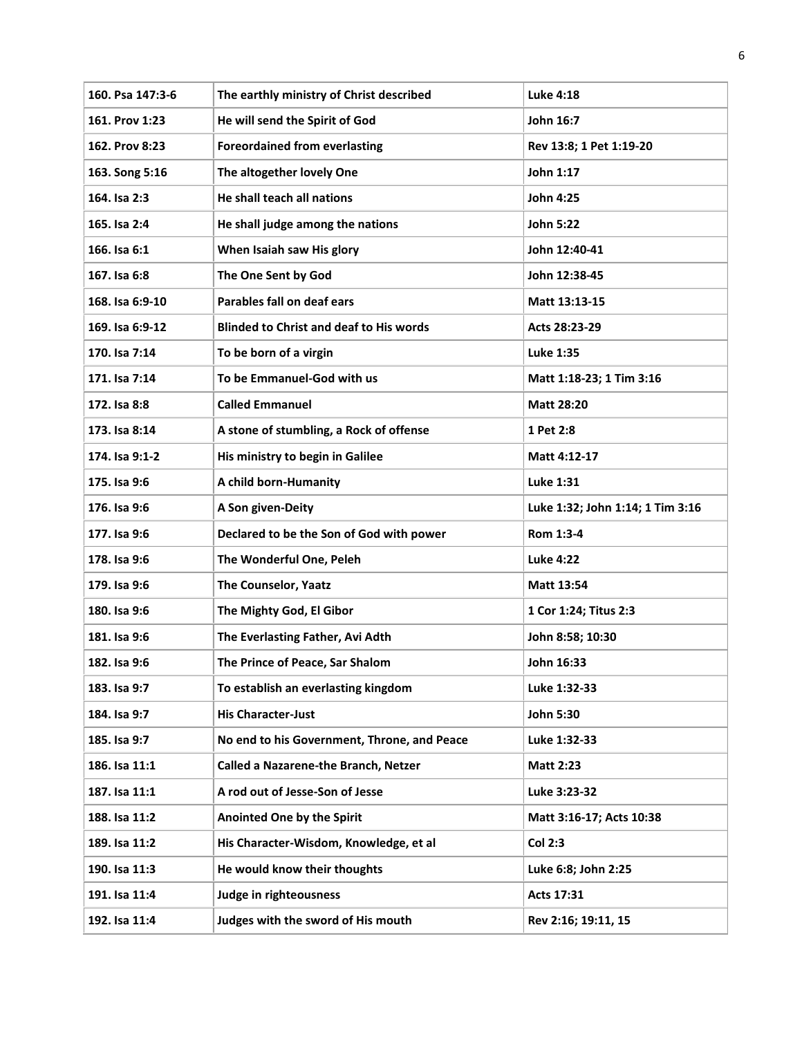| 160. Psa 147:3-6 | The earthly ministry of Christ described | Luke 4:18 |
|---|---|---|
| 161. Prov 1:23 | He will send the Spirit of God | John 16:7 |
| 162. Prov 8:23 | Foreordained from everlasting | Rev 13:8; 1 Pet 1:19-20 |
| 163. Song 5:16 | The altogether lovely One | John 1:17 |
| 164. Isa 2:3 | He shall teach all nations | John 4:25 |
| 165. Isa 2:4 | He shall judge among the nations | John 5:22 |
| 166. Isa 6:1 | When Isaiah saw His glory | John 12:40-41 |
| 167. Isa 6:8 | The One Sent by God | John 12:38-45 |
| 168. Isa 6:9-10 | Parables fall on deaf ears | Matt 13:13-15 |
| 169. Isa 6:9-12 | Blinded to Christ and deaf to His words | Acts 28:23-29 |
| 170. Isa 7:14 | To be born of a virgin | Luke 1:35 |
| 171. Isa 7:14 | To be Emmanuel-God with us | Matt 1:18-23; 1 Tim 3:16 |
| 172. Isa 8:8 | Called Emmanuel | Matt 28:20 |
| 173. Isa 8:14 | A stone of stumbling, a Rock of offense | 1 Pet 2:8 |
| 174. Isa 9:1-2 | His ministry to begin in Galilee | Matt 4:12-17 |
| 175. Isa 9:6 | A child born-Humanity | Luke 1:31 |
| 176. Isa 9:6 | A Son given-Deity | Luke 1:32; John 1:14; 1 Tim 3:16 |
| 177. Isa 9:6 | Declared to be the Son of God with power | Rom 1:3-4 |
| 178. Isa 9:6 | The Wonderful One, Peleh | Luke 4:22 |
| 179. Isa 9:6 | The Counselor, Yaatz | Matt 13:54 |
| 180. Isa 9:6 | The Mighty God, El Gibor | 1 Cor 1:24; Titus 2:3 |
| 181. Isa 9:6 | The Everlasting Father, Avi Adth | John 8:58; 10:30 |
| 182. Isa 9:6 | The Prince of Peace, Sar Shalom | John 16:33 |
| 183. Isa 9:7 | To establish an everlasting kingdom | Luke 1:32-33 |
| 184. Isa 9:7 | His Character-Just | John 5:30 |
| 185. Isa 9:7 | No end to his Government, Throne, and Peace | Luke 1:32-33 |
| 186. Isa 11:1 | Called a Nazarene-the Branch, Netzer | Matt 2:23 |
| 187. Isa 11:1 | A rod out of Jesse-Son of Jesse | Luke 3:23-32 |
| 188. Isa 11:2 | Anointed One by the Spirit | Matt 3:16-17; Acts 10:38 |
| 189. Isa 11:2 | His Character-Wisdom, Knowledge, et al | Col 2:3 |
| 190. Isa 11:3 | He would know their thoughts | Luke 6:8; John 2:25 |
| 191. Isa 11:4 | Judge in righteousness | Acts 17:31 |
| 192. Isa 11:4 | Judges with the sword of His mouth | Rev 2:16; 19:11, 15 |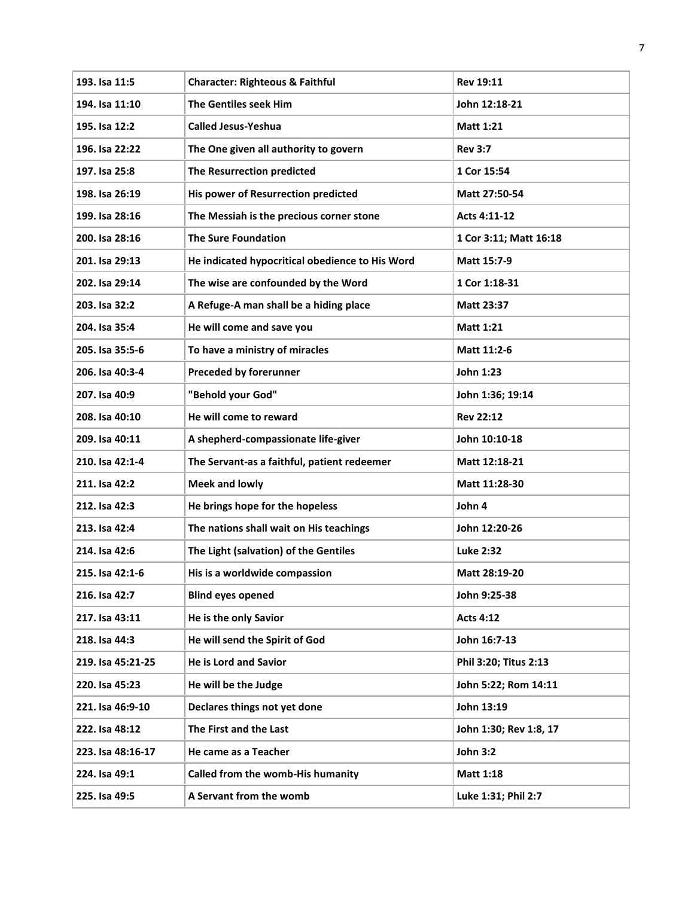| | | |
|---|---|---|
| **193. Isa 11:5** | **Character: Righteous & Faithful** | **Rev 19:11** |
| **194. Isa 11:10** | **The Gentiles seek Him** | **John 12:18-21** |
| **195. Isa 12:2** | **Called Jesus-Yeshua** | **Matt 1:21** |
| **196. Isa 22:22** | **The One given all authority to govern** | **Rev 3:7** |
| **197. Isa 25:8** | **The Resurrection predicted** | **1 Cor 15:54** |
| **198. Isa 26:19** | **His power of Resurrection predicted** | **Matt 27:50-54** |
| **199. Isa 28:16** | **The Messiah is the precious corner stone** | **Acts 4:11-12** |
| **200. Isa 28:16** | **The Sure Foundation** | **1 Cor 3:11; Matt 16:18** |
| **201. Isa 29:13** | **He indicated hypocritical obedience to His Word** | **Matt 15:7-9** |
| **202. Isa 29:14** | **The wise are confounded by the Word** | **1 Cor 1:18-31** |
| **203. Isa 32:2** | **A Refuge-A man shall be a hiding place** | **Matt 23:37** |
| **204. Isa 35:4** | **He will come and save you** | **Matt 1:21** |
| **205. Isa 35:5-6** | **To have a ministry of miracles** | **Matt 11:2-6** |
| **206. Isa 40:3-4** | **Preceded by forerunner** | **John 1:23** |
| **207. Isa 40:9** | **"Behold your God"** | **John 1:36; 19:14** |
| **208. Isa 40:10** | **He will come to reward** | **Rev 22:12** |
| **209. Isa 40:11** | **A shepherd-compassionate life-giver** | **John 10:10-18** |
| **210. Isa 42:1-4** | **The Servant-as a faithful, patient redeemer** | **Matt 12:18-21** |
| **211. Isa 42:2** | **Meek and lowly** | **Matt 11:28-30** |
| **212. Isa 42:3** | **He brings hope for the hopeless** | **John 4** |
| **213. Isa 42:4** | **The nations shall wait on His teachings** | **John 12:20-26** |
| **214. Isa 42:6** | **The Light (salvation) of the Gentiles** | **Luke 2:32** |
| **215. Isa 42:1-6** | **His is a worldwide compassion** | **Matt 28:19-20** |
| **216. Isa 42:7** | **Blind eyes opened** | **John 9:25-38** |
| **217. Isa 43:11** | **He is the only Savior** | **Acts 4:12** |
| **218. Isa 44:3** | **He will send the Spirit of God** | **John 16:7-13** |
| **219. Isa 45:21-25** | **He is Lord and Savior** | **Phil 3:20; Titus 2:13** |
| **220. Isa 45:23** | **He will be the Judge** | **John 5:22; Rom 14:11** |
| **221. Isa 46:9-10** | **Declares things not yet done** | **John 13:19** |
| **222. Isa 48:12** | **The First and the Last** | **John 1:30; Rev 1:8, 17** |
| **223. Isa 48:16-17** | **He came as a Teacher** | **John 3:2** |
| **224. Isa 49:1** | **Called from the womb-His humanity** | **Matt 1:18** |
| **225. Isa 49:5** | **A Servant from the womb** | **Luke 1:31; Phil 2:7** |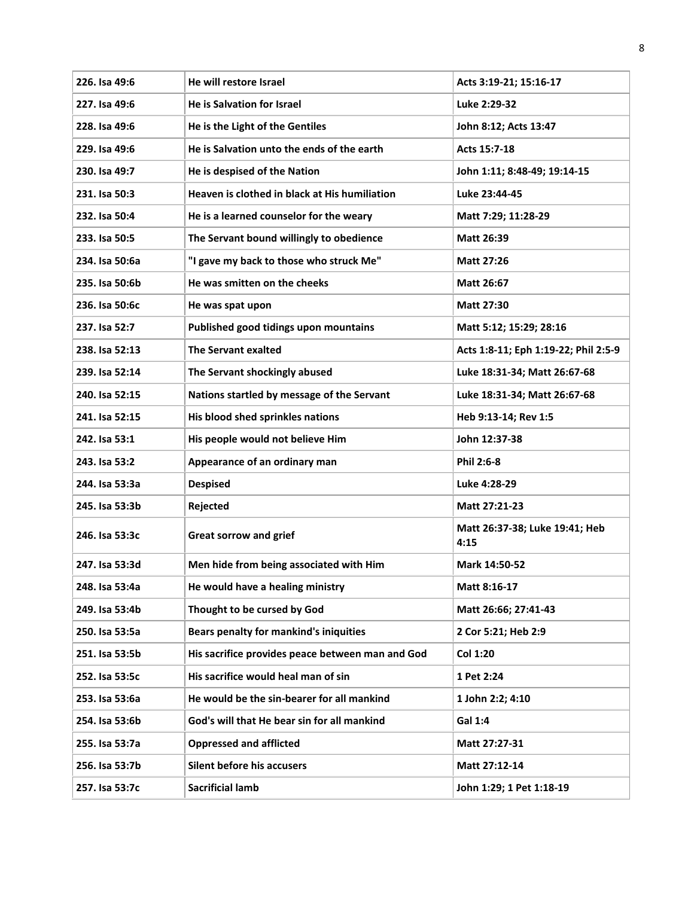| 226. Isa 49:6 | He will restore Israel | Acts 3:19-21; 15:16-17 |
|---|---|---|
| 227. Isa 49:6 | He is Salvation for Israel | Luke 2:29-32 |
| 228. Isa 49:6 | He is the Light of the Gentiles | John 8:12; Acts 13:47 |
| 229. Isa 49:6 | He is Salvation unto the ends of the earth | Acts 15:7-18 |
| 230. Isa 49:7 | He is despised of the Nation | John 1:11; 8:48-49; 19:14-15 |
| 231. Isa 50:3 | Heaven is clothed in black at His humiliation | Luke 23:44-45 |
| 232. Isa 50:4 | He is a learned counselor for the weary | Matt 7:29; 11:28-29 |
| 233. Isa 50:5 | The Servant bound willingly to obedience | Matt 26:39 |
| 234. Isa 50:6a | "I gave my back to those who struck Me" | Matt 27:26 |
| 235. Isa 50:6b | He was smitten on the cheeks | Matt 26:67 |
| 236. Isa 50:6c | He was spat upon | Matt 27:30 |
| 237. Isa 52:7 | Published good tidings upon mountains | Matt 5:12; 15:29; 28:16 |
| 238. Isa 52:13 | The Servant exalted | Acts 1:8-11; Eph 1:19-22; Phil 2:5-9 |
| 239. Isa 52:14 | The Servant shockingly abused | Luke 18:31-34; Matt 26:67-68 |
| 240. Isa 52:15 | Nations startled by message of the Servant | Luke 18:31-34; Matt 26:67-68 |
| 241. Isa 52:15 | His blood shed sprinkles nations | Heb 9:13-14; Rev 1:5 |
| 242. Isa 53:1 | His people would not believe Him | John 12:37-38 |
| 243. Isa 53:2 | Appearance of an ordinary man | Phil 2:6-8 |
| 244. Isa 53:3a | Despised | Luke 4:28-29 |
| 245. Isa 53:3b | Rejected | Matt 27:21-23 |
| 246. Isa 53:3c | Great sorrow and grief | Matt 26:37-38; Luke 19:41; Heb 4:15 |
| 247. Isa 53:3d | Men hide from being associated with Him | Mark 14:50-52 |
| 248. Isa 53:4a | He would have a healing ministry | Matt 8:16-17 |
| 249. Isa 53:4b | Thought to be cursed by God | Matt 26:66; 27:41-43 |
| 250. Isa 53:5a | Bears penalty for mankind's iniquities | 2 Cor 5:21; Heb 2:9 |
| 251. Isa 53:5b | His sacrifice provides peace between man and God | Col 1:20 |
| 252. Isa 53:5c | His sacrifice would heal man of sin | 1 Pet 2:24 |
| 253. Isa 53:6a | He would be the sin-bearer for all mankind | 1 John 2:2; 4:10 |
| 254. Isa 53:6b | God's will that He bear sin for all mankind | Gal 1:4 |
| 255. Isa 53:7a | Oppressed and afflicted | Matt 27:27-31 |
| 256. Isa 53:7b | Silent before his accusers | Matt 27:12-14 |
| 257. Isa 53:7c | Sacrificial lamb | John 1:29; 1 Pet 1:18-19 |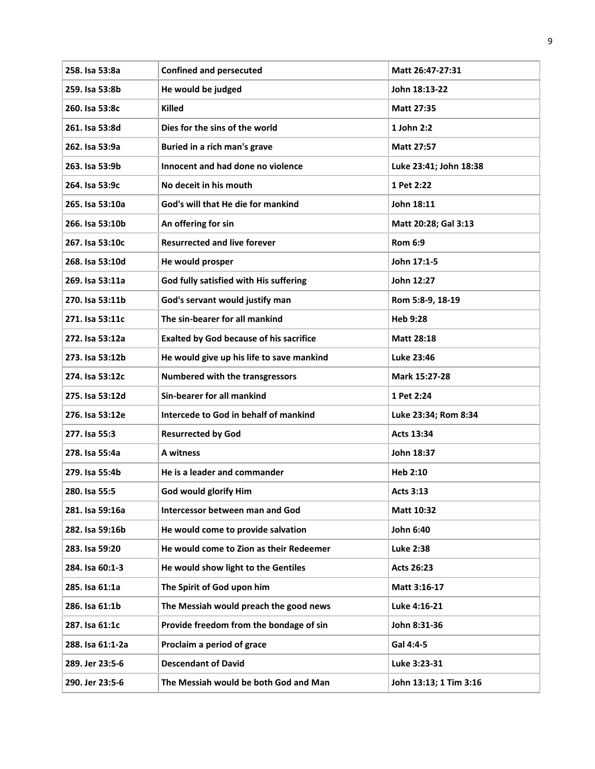| 258. Isa 53:8a | Confined and persecuted | Matt 26:47-27:31 |
|---|---|---|
| 259. Isa 53:8b | He would be judged | John 18:13-22 |
| 260. Isa 53:8c | Killed | Matt 27:35 |
| 261. Isa 53:8d | Dies for the sins of the world | 1 John 2:2 |
| 262. Isa 53:9a | Buried in a rich man's grave | Matt 27:57 |
| 263. Isa 53:9b | Innocent and had done no violence | Luke 23:41; John 18:38 |
| 264. Isa 53:9c | No deceit in his mouth | 1 Pet 2:22 |
| 265. Isa 53:10a | God's will that He die for mankind | John 18:11 |
| 266. Isa 53:10b | An offering for sin | Matt 20:28; Gal 3:13 |
| 267. Isa 53:10c | Resurrected and live forever | Rom 6:9 |
| 268. Isa 53:10d | He would prosper | John 17:1-5 |
| 269. Isa 53:11a | God fully satisfied with His suffering | John 12:27 |
| 270. Isa 53:11b | God's servant would justify man | Rom 5:8-9, 18-19 |
| 271. Isa 53:11c | The sin-bearer for all mankind | Heb 9:28 |
| 272. Isa 53:12a | Exalted by God because of his sacrifice | Matt 28:18 |
| 273. Isa 53:12b | He would give up his life to save mankind | Luke 23:46 |
| 274. Isa 53:12c | Numbered with the transgressors | Mark 15:27-28 |
| 275. Isa 53:12d | Sin-bearer for all mankind | 1 Pet 2:24 |
| 276. Isa 53:12e | Intercede to God in behalf of mankind | Luke 23:34; Rom 8:34 |
| 277. Isa 55:3 | Resurrected by God | Acts 13:34 |
| 278. Isa 55:4a | A witness | John 18:37 |
| 279. Isa 55:4b | He is a leader and commander | Heb 2:10 |
| 280. Isa 55:5 | God would glorify Him | Acts 3:13 |
| 281. Isa 59:16a | Intercessor between man and God | Matt 10:32 |
| 282. Isa 59:16b | He would come to provide salvation | John 6:40 |
| 283. Isa 59:20 | He would come to Zion as their Redeemer | Luke 2:38 |
| 284. Isa 60:1-3 | He would show light to the Gentiles | Acts 26:23 |
| 285. Isa 61:1a | The Spirit of God upon him | Matt 3:16-17 |
| 286. Isa 61:1b | The Messiah would preach the good news | Luke 4:16-21 |
| 287. Isa 61:1c | Provide freedom from the bondage of sin | John 8:31-36 |
| 288. Isa 61:1-2a | Proclaim a period of grace | Gal 4:4-5 |
| 289. Jer 23:5-6 | Descendant of David | Luke 3:23-31 |
| 290. Jer 23:5-6 | The Messiah would be both God and Man | John 13:13; 1 Tim 3:16 |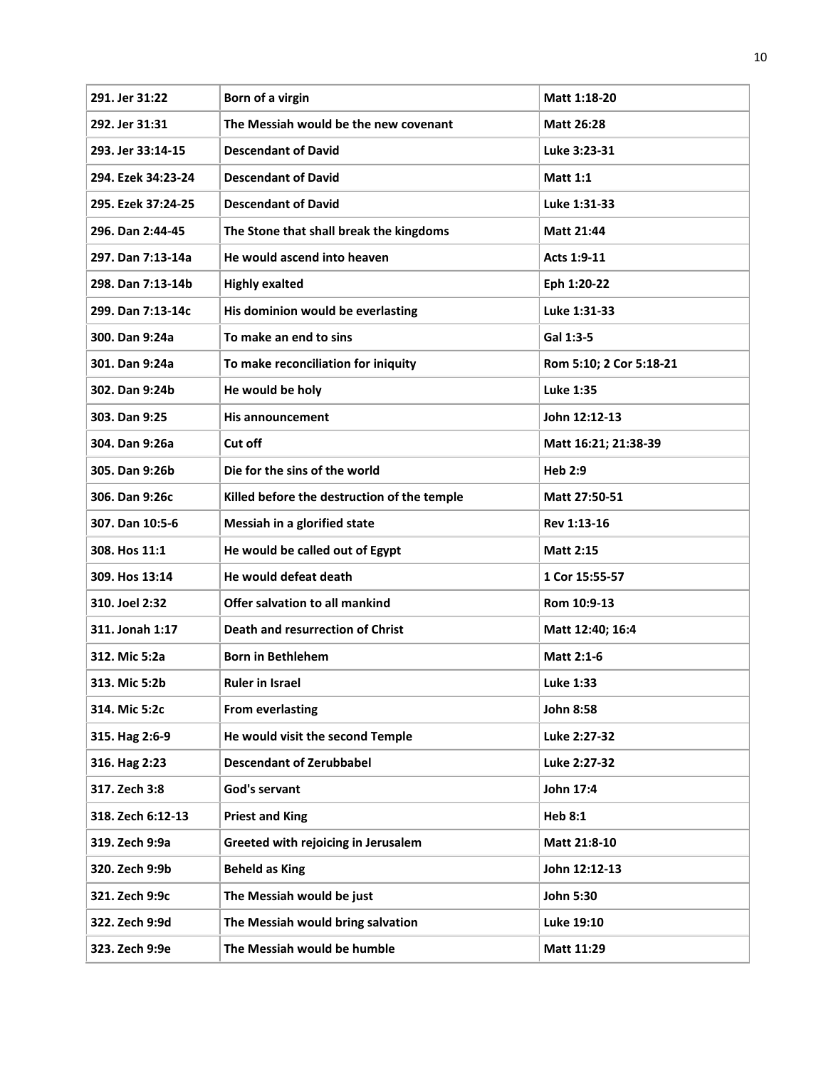| 291. Jer 31:22 | Born of a virgin | Matt 1:18-20 |
|---|---|---|
| 292. Jer 31:31 | The Messiah would be the new covenant | Matt 26:28 |
| 293. Jer 33:14-15 | Descendant of David | Luke 3:23-31 |
| 294. Ezek 34:23-24 | Descendant of David | Matt 1:1 |
| 295. Ezek 37:24-25 | Descendant of David | Luke 1:31-33 |
| 296. Dan 2:44-45 | The Stone that shall break the kingdoms | Matt 21:44 |
| 297. Dan 7:13-14a | He would ascend into heaven | Acts 1:9-11 |
| 298. Dan 7:13-14b | Highly exalted | Eph 1:20-22 |
| 299. Dan 7:13-14c | His dominion would be everlasting | Luke 1:31-33 |
| 300. Dan 9:24a | To make an end to sins | Gal 1:3-5 |
| 301. Dan 9:24a | To make reconciliation for iniquity | Rom 5:10; 2 Cor 5:18-21 |
| 302. Dan 9:24b | He would be holy | Luke 1:35 |
| 303. Dan 9:25 | His announcement | John 12:12-13 |
| 304. Dan 9:26a | Cut off | Matt 16:21; 21:38-39 |
| 305. Dan 9:26b | Die for the sins of the world | Heb 2:9 |
| 306. Dan 9:26c | Killed before the destruction of the temple | Matt 27:50-51 |
| 307. Dan 10:5-6 | Messiah in a glorified state | Rev 1:13-16 |
| 308. Hos 11:1 | He would be called out of Egypt | Matt 2:15 |
| 309. Hos 13:14 | He would defeat death | 1 Cor 15:55-57 |
| 310. Joel 2:32 | Offer salvation to all mankind | Rom 10:9-13 |
| 311. Jonah 1:17 | Death and resurrection of Christ | Matt 12:40; 16:4 |
| 312. Mic 5:2a | Born in Bethlehem | Matt 2:1-6 |
| 313. Mic 5:2b | Ruler in Israel | Luke 1:33 |
| 314. Mic 5:2c | From everlasting | John 8:58 |
| 315. Hag 2:6-9 | He would visit the second Temple | Luke 2:27-32 |
| 316. Hag 2:23 | Descendant of Zerubbabel | Luke 2:27-32 |
| 317. Zech 3:8 | God's servant | John 17:4 |
| 318. Zech 6:12-13 | Priest and King | Heb 8:1 |
| 319. Zech 9:9a | Greeted with rejoicing in Jerusalem | Matt 21:8-10 |
| 320. Zech 9:9b | Beheld as King | John 12:12-13 |
| 321. Zech 9:9c | The Messiah would be just | John 5:30 |
| 322. Zech 9:9d | The Messiah would bring salvation | Luke 19:10 |
| 323. Zech 9:9e | The Messiah would be humble | Matt 11:29 |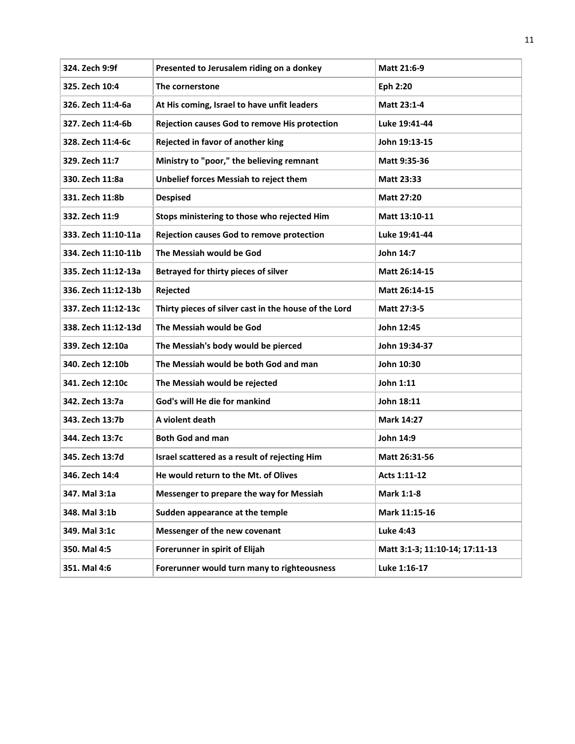| | | |
|---|---|---|
| **324. Zech 9:9f** | **Presented to Jerusalem riding on a donkey** | **Matt 21:6-9** |
| **325. Zech 10:4** | **The cornerstone** | **Eph 2:20** |
| **326. Zech 11:4-6a** | **At His coming, Israel to have unfit leaders** | **Matt 23:1-4** |
| **327. Zech 11:4-6b** | **Rejection causes God to remove His protection** | **Luke 19:41-44** |
| **328. Zech 11:4-6c** | **Rejected in favor of another king** | **John 19:13-15** |
| **329. Zech 11:7** | **Ministry to "poor," the believing remnant** | **Matt 9:35-36** |
| **330. Zech 11:8a** | **Unbelief forces Messiah to reject them** | **Matt 23:33** |
| **331. Zech 11:8b** | **Despised** | **Matt 27:20** |
| **332. Zech 11:9** | **Stops ministering to those who rejected Him** | **Matt 13:10-11** |
| **333. Zech 11:10-11a** | **Rejection causes God to remove protection** | **Luke 19:41-44** |
| **334. Zech 11:10-11b** | **The Messiah would be God** | **John 14:7** |
| **335. Zech 11:12-13a** | **Betrayed for thirty pieces of silver** | **Matt 26:14-15** |
| **336. Zech 11:12-13b** | **Rejected** | **Matt 26:14-15** |
| **337. Zech 11:12-13c** | **Thirty pieces of silver cast in the house of the Lord** | **Matt 27:3-5** |
| **338. Zech 11:12-13d** | **The Messiah would be God** | **John 12:45** |
| **339. Zech 12:10a** | **The Messiah's body would be pierced** | **John 19:34-37** |
| **340. Zech 12:10b** | **The Messiah would be both God and man** | **John 10:30** |
| **341. Zech 12:10c** | **The Messiah would be rejected** | **John 1:11** |
| **342. Zech 13:7a** | **God's will He die for mankind** | **John 18:11** |
| **343. Zech 13:7b** | **A violent death** | **Mark 14:27** |
| **344. Zech 13:7c** | **Both God and man** | **John 14:9** |
| **345. Zech 13:7d** | **Israel scattered as a result of rejecting Him** | **Matt 26:31-56** |
| **346. Zech 14:4** | **He would return to the Mt. of Olives** | **Acts 1:11-12** |
| **347. Mal 3:1a** | **Messenger to prepare the way for Messiah** | **Mark 1:1-8** |
| **348. Mal 3:1b** | **Sudden appearance at the temple** | **Mark 11:15-16** |
| **349. Mal 3:1c** | **Messenger of the new covenant** | **Luke 4:43** |
| **350. Mal 4:5** | **Forerunner in spirit of Elijah** | **Matt 3:1-3; 11:10-14; 17:11-13** |
| **351. Mal 4:6** | **Forerunner would turn many to righteousness** | **Luke 1:16-17** |